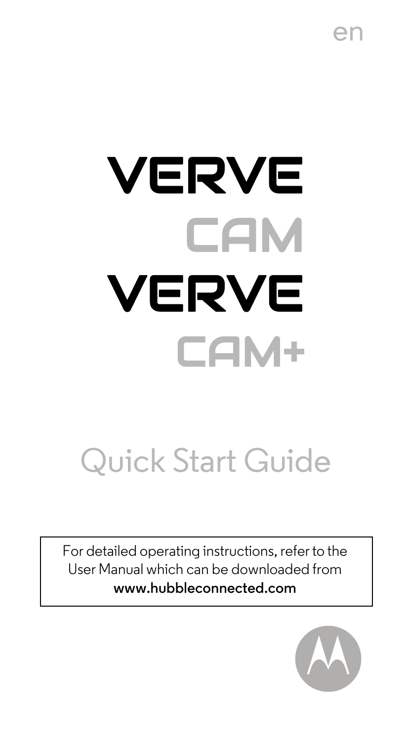en

# VERVE CAM
# VERVE CAM+

## Quick Start Guide

For detailed operating instructions, refer to the User Manual which can be downloaded from **www.hubbleconnected.com**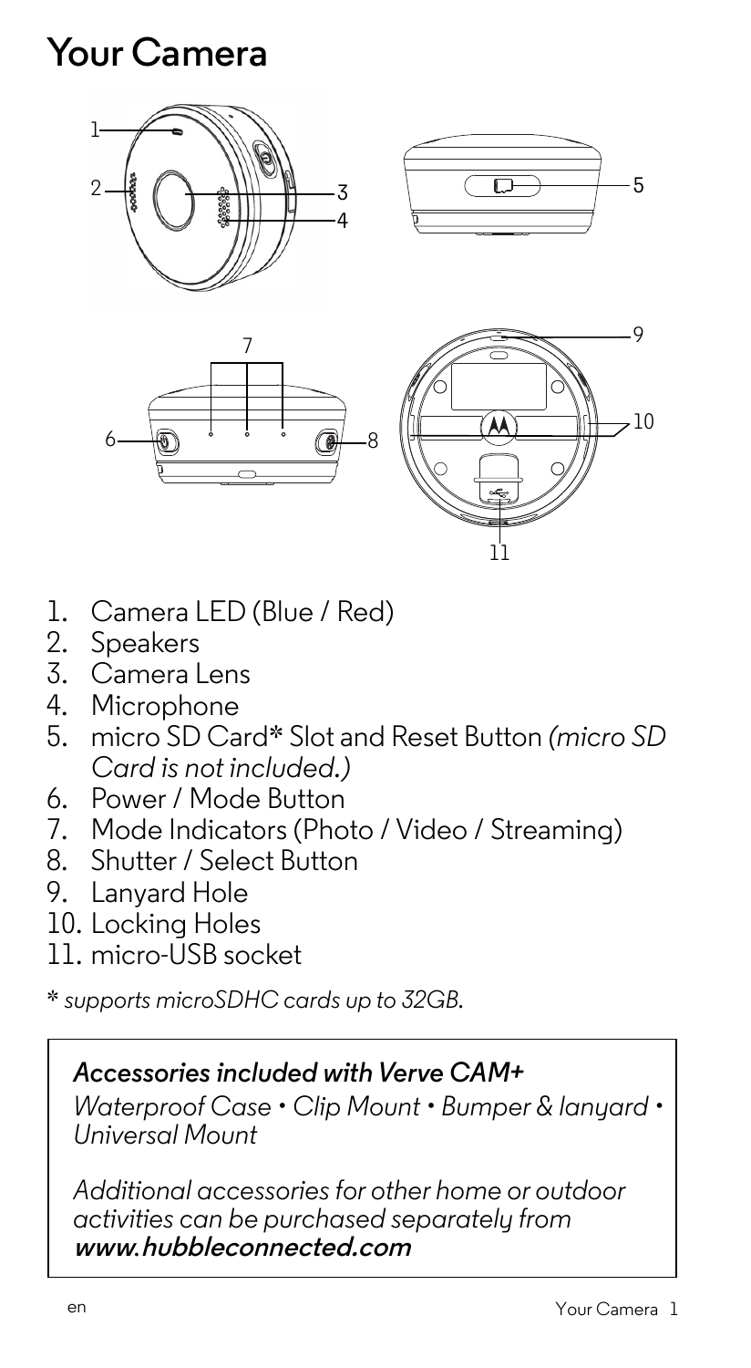# Your Camera

1. Camera LED (Blue / Red)
2. Speakers
3. Camera Lens
4. Microphone
5. micro SD Card* Slot and Reset Button *(micro SD Card is not included.)*
6. Power / Mode Button
7. Mode Indicators (Photo / Video / Streaming)
8. Shutter / Select Button
9. Lanyard Hole
10. Locking Holes
11. micro-USB socket

* *supports microSDHC cards up to 32GB.*

***Accessories included with Verve CAM+***

*Waterproof Case • Clip Mount • Bumper & lanyard • Universal Mount*

*Additional accessories for other home or outdoor activities can be purchased separately from* ***www.hubbleconnected.com***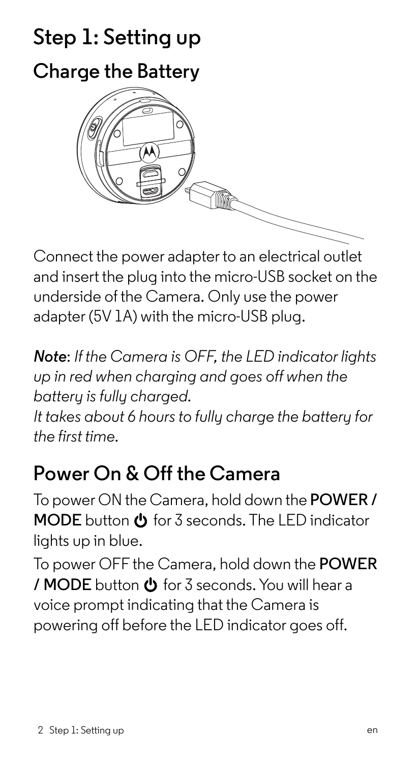# Step 1: Setting up

## Charge the Battery

Connect the power adapter to an electrical outlet and insert the plug into the micro-USB socket on the underside of the Camera. Only use the power adapter (5V 1A) with the micro-USB plug.

***Note***: *If the Camera is OFF, the LED indicator lights up in red when charging and goes off when the battery is fully charged.*
*It takes about 6 hours to fully charge the battery for the first time.*

## Power On & Off the Camera

To power ON the Camera, hold down the **POWER / MODE** button ⏻ for 3 seconds. The LED indicator lights up in blue.

To power OFF the Camera, hold down the **POWER / MODE** button ⏻ for 3 seconds. You will hear a voice prompt indicating that the Camera is powering off before the LED indicator goes off.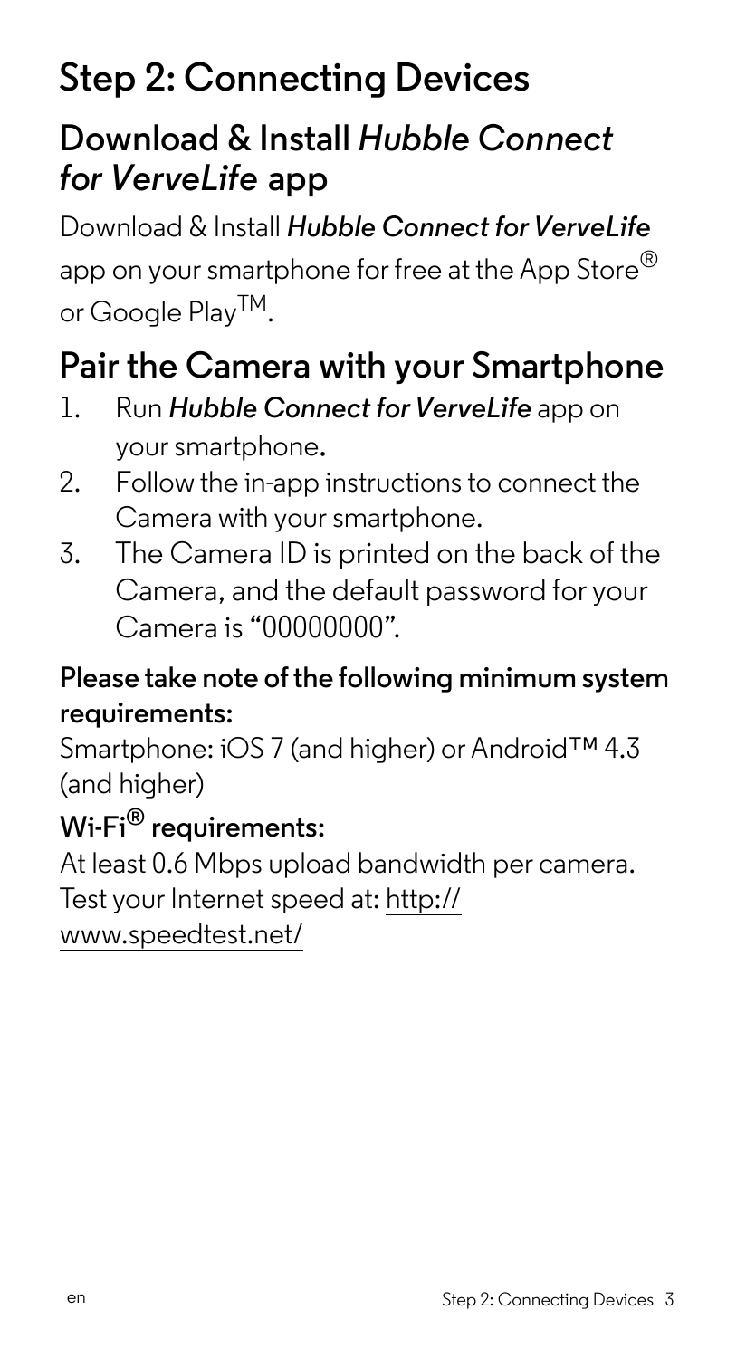# Step 2: Connecting Devices

## Download & Install *Hubble Connect for VerveLife* app

Download & Install ***Hubble Connect for VerveLife*** app on your smartphone for free at the App Store® or Google Play™.

## Pair the Camera with your Smartphone

1. Run ***Hubble Connect for VerveLife*** app on your smartphone.
2. Follow the in-app instructions to connect the Camera with your smartphone.
3. The Camera ID is printed on the back of the Camera, and the default password for your Camera is "00000000".

**Please take note of the following minimum system requirements:**

Smartphone: iOS 7 (and higher) or Android™ 4.3 (and higher)

**Wi-Fi® requirements:**

At least 0.6 Mbps upload bandwidth per camera.
Test your Internet speed at: http://www.speedtest.net/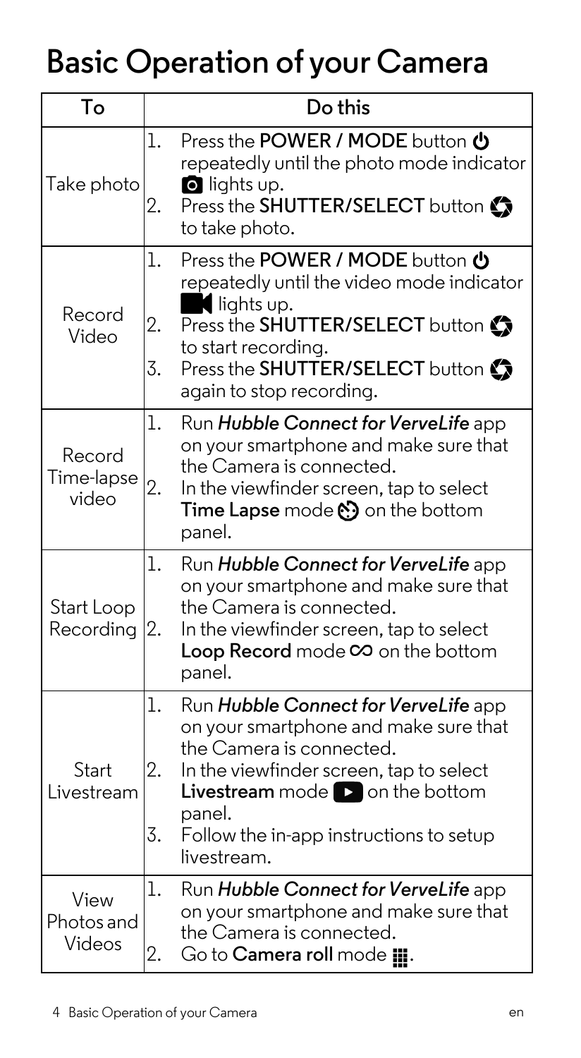# Basic Operation of your Camera

| To | Do this |
| --- | --- |
| Take photo | 1. Press the **POWER / MODE** button repeatedly until the photo mode indicator lights up.<br>2. Press the **SHUTTER/SELECT** button to take photo. |
| Record Video | 1. Press the **POWER / MODE** button repeatedly until the video mode indicator lights up.<br>2. Press the **SHUTTER/SELECT** button to start recording.<br>3. Press the **SHUTTER/SELECT** button again to stop recording. |
| Record Time-lapse video | 1. Run ***Hubble Connect for VerveLife*** app on your smartphone and make sure that the Camera is connected.<br>2. In the viewfinder screen, tap to select **Time Lapse** mode on the bottom panel. |
| Start Loop Recording | 1. Run ***Hubble Connect for VerveLife*** app on your smartphone and make sure that the Camera is connected.<br>2. In the viewfinder screen, tap to select **Loop Record** mode ∞ on the bottom panel. |
| Start Livestream | 1. Run ***Hubble Connect for VerveLife*** app on your smartphone and make sure that the Camera is connected.<br>2. In the viewfinder screen, tap to select **Livestream** mode on the bottom panel.<br>3. Follow the in-app instructions to setup livestream. |
| View Photos and Videos | 1. Run ***Hubble Connect for VerveLife*** app on your smartphone and make sure that the Camera is connected.<br>2. Go to **Camera roll** mode. |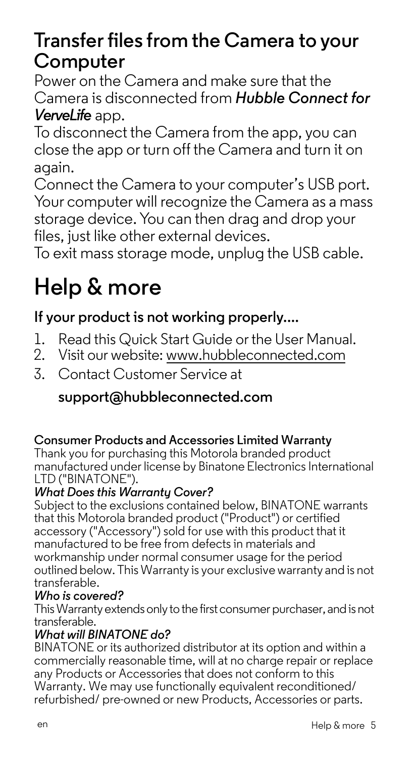## Transfer files from the Camera to your Computer

Power on the Camera and make sure that the Camera is disconnected from ***Hubble Connect for VerveLife*** app.

To disconnect the Camera from the app, you can close the app or turn off the Camera and turn it on again.

Connect the Camera to your computer's USB port. Your computer will recognize the Camera as a mass storage device. You can then drag and drop your files, just like other external devices.

To exit mass storage mode, unplug the USB cable.

# Help & more

### If your product is not working properly....

1. Read this Quick Start Guide or the User Manual.
2. Visit our website: www.hubbleconnected.com
3. Contact Customer Service at

   **support@hubbleconnected.com**

**Consumer Products and Accessories Limited Warranty**

Thank you for purchasing this Motorola branded product manufactured under license by Binatone Electronics International LTD ("BINATONE").

***What Does this Warranty Cover?***

Subject to the exclusions contained below, BINATONE warrants that this Motorola branded product ("Product") or certified accessory ("Accessory") sold for use with this product that it manufactured to be free from defects in materials and workmanship under normal consumer usage for the period outlined below. This Warranty is your exclusive warranty and is not transferable.

***Who is covered?***

This Warranty extends only to the first consumer purchaser, and is not transferable.

***What will BINATONE do?***

BINATONE or its authorized distributor at its option and within a commercially reasonable time, will at no charge repair or replace any Products or Accessories that does not conform to this Warranty. We may use functionally equivalent reconditioned/ refurbished/ pre-owned or new Products, Accessories or parts.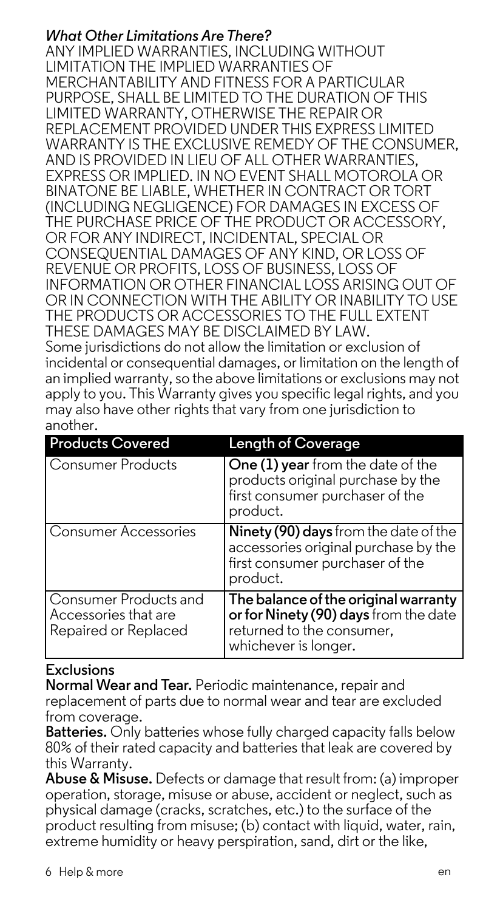### *What Other Limitations Are There?*

ANY IMPLIED WARRANTIES, INCLUDING WITHOUT LIMITATION THE IMPLIED WARRANTIES OF MERCHANTABILITY AND FITNESS FOR A PARTICULAR PURPOSE, SHALL BE LIMITED TO THE DURATION OF THIS LIMITED WARRANTY, OTHERWISE THE REPAIR OR REPLACEMENT PROVIDED UNDER THIS EXPRESS LIMITED WARRANTY IS THE EXCLUSIVE REMEDY OF THE CONSUMER, AND IS PROVIDED IN LIEU OF ALL OTHER WARRANTIES, EXPRESS OR IMPLIED. IN NO EVENT SHALL MOTOROLA OR BINATONE BE LIABLE, WHETHER IN CONTRACT OR TORT (INCLUDING NEGLIGENCE) FOR DAMAGES IN EXCESS OF THE PURCHASE PRICE OF THE PRODUCT OR ACCESSORY, OR FOR ANY INDIRECT, INCIDENTAL, SPECIAL OR CONSEQUENTIAL DAMAGES OF ANY KIND, OR LOSS OF REVENUE OR PROFITS, LOSS OF BUSINESS, LOSS OF INFORMATION OR OTHER FINANCIAL LOSS ARISING OUT OF OR IN CONNECTION WITH THE ABILITY OR INABILITY TO USE THE PRODUCTS OR ACCESSORIES TO THE FULL EXTENT THESE DAMAGES MAY BE DISCLAIMED BY LAW.

Some jurisdictions do not allow the limitation or exclusion of incidental or consequential damages, or limitation on the length of an implied warranty, so the above limitations or exclusions may not apply to you. This Warranty gives you specific legal rights, and you may also have other rights that vary from one jurisdiction to another.

| Products Covered | Length of Coverage |
| --- | --- |
| Consumer Products | **One (1) year** from the date of the products original purchase by the first consumer purchaser of the product. |
| Consumer Accessories | **Ninety (90) days** from the date of the accessories original purchase by the first consumer purchaser of the product. |
| Consumer Products and Accessories that are Repaired or Replaced | **The balance of the original warranty or for Ninety (90) days** from the date returned to the consumer, whichever is longer. |

**Exclusions**

**Normal Wear and Tear.** Periodic maintenance, repair and replacement of parts due to normal wear and tear are excluded from coverage.

**Batteries.** Only batteries whose fully charged capacity falls below 80% of their rated capacity and batteries that leak are covered by this Warranty.

**Abuse & Misuse.** Defects or damage that result from: (a) improper operation, storage, misuse or abuse, accident or neglect, such as physical damage (cracks, scratches, etc.) to the surface of the product resulting from misuse; (b) contact with liquid, water, rain, extreme humidity or heavy perspiration, sand, dirt or the like,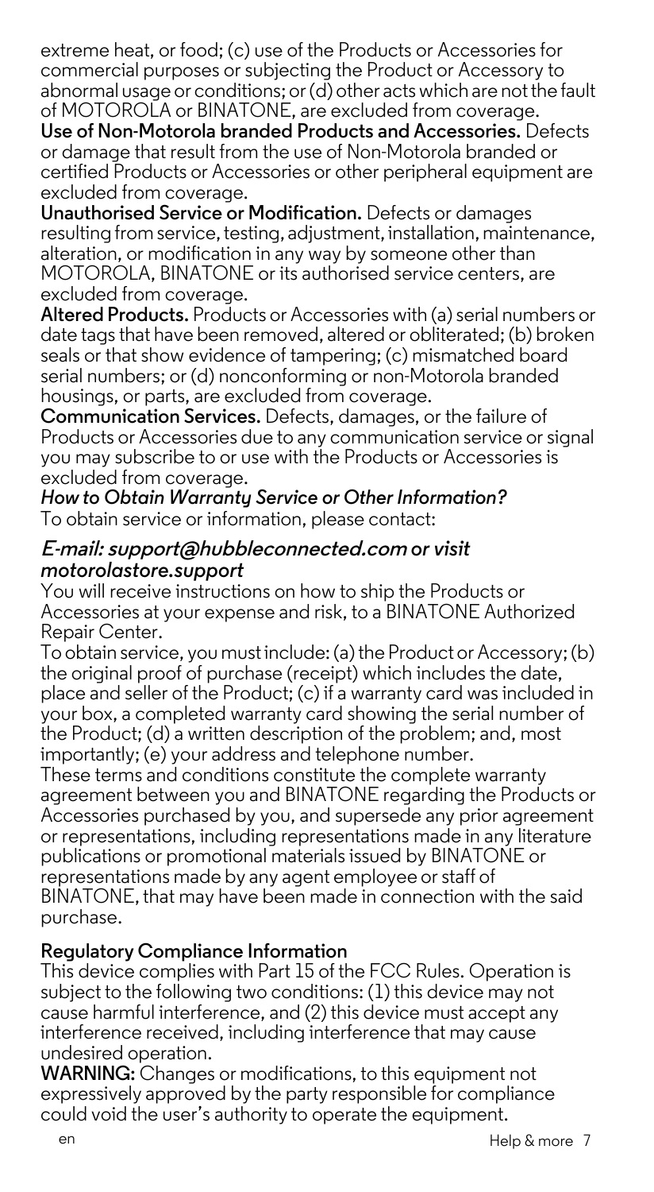extreme heat, or food; (c) use of the Products or Accessories for commercial purposes or subjecting the Product or Accessory to abnormal usage or conditions; or (d) other acts which are not the fault of MOTOROLA or BINATONE, are excluded from coverage.

**Use of Non-Motorola branded Products and Accessories.** Defects or damage that result from the use of Non-Motorola branded or certified Products or Accessories or other peripheral equipment are excluded from coverage.

**Unauthorised Service or Modification.** Defects or damages resulting from service, testing, adjustment, installation, maintenance, alteration, or modification in any way by someone other than MOTOROLA, BINATONE or its authorised service centers, are excluded from coverage.

**Altered Products.** Products or Accessories with (a) serial numbers or date tags that have been removed, altered or obliterated; (b) broken seals or that show evidence of tampering; (c) mismatched board serial numbers; or (d) nonconforming or non-Motorola branded housings, or parts, are excluded from coverage.

**Communication Services.** Defects, damages, or the failure of Products or Accessories due to any communication service or signal you may subscribe to or use with the Products or Accessories is excluded from coverage.

***How to Obtain Warranty Service or Other Information?***

To obtain service or information, please contact:

***E-mail: support@hubbleconnected.com or visit motorolastore.support***

You will receive instructions on how to ship the Products or Accessories at your expense and risk, to a BINATONE Authorized Repair Center.

To obtain service, you must include: (a) the Product or Accessory; (b) the original proof of purchase (receipt) which includes the date, place and seller of the Product; (c) if a warranty card was included in your box, a completed warranty card showing the serial number of the Product; (d) a written description of the problem; and, most importantly; (e) your address and telephone number.

These terms and conditions constitute the complete warranty agreement between you and BINATONE regarding the Products or Accessories purchased by you, and supersede any prior agreement or representations, including representations made in any literature publications or promotional materials issued by BINATONE or representations made by any agent employee or staff of BINATONE, that may have been made in connection with the said purchase.

## Regulatory Compliance Information

This device complies with Part 15 of the FCC Rules. Operation is subject to the following two conditions: (1) this device may not cause harmful interference, and (2) this device must accept any interference received, including interference that may cause undesired operation.

**WARNING:** Changes or modifications, to this equipment not expressively approved by the party responsible for compliance could void the user's authority to operate the equipment.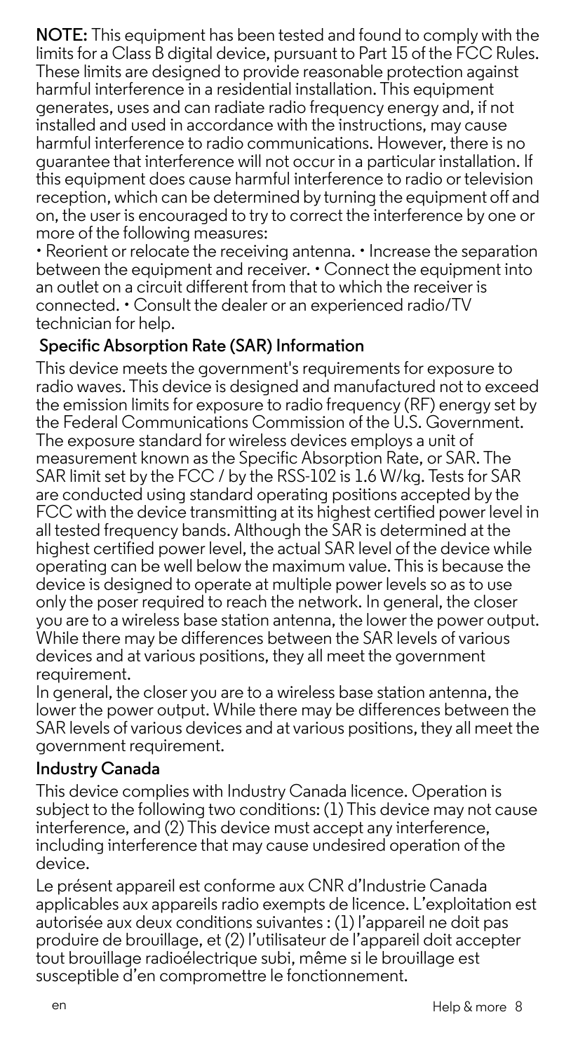**NOTE:** This equipment has been tested and found to comply with the limits for a Class B digital device, pursuant to Part 15 of the FCC Rules. These limits are designed to provide reasonable protection against harmful interference in a residential installation. This equipment generates, uses and can radiate radio frequency energy and, if not installed and used in accordance with the instructions, may cause harmful interference to radio communications. However, there is no guarantee that interference will not occur in a particular installation. If this equipment does cause harmful interference to radio or television reception, which can be determined by turning the equipment off and on, the user is encouraged to try to correct the interference by one or more of the following measures:

• Reorient or relocate the receiving antenna. • Increase the separation between the equipment and receiver. • Connect the equipment into an outlet on a circuit different from that to which the receiver is connected. • Consult the dealer or an experienced radio/TV technician for help.

## Specific Absorption Rate (SAR) Information

This device meets the government's requirements for exposure to radio waves. This device is designed and manufactured not to exceed the emission limits for exposure to radio frequency (RF) energy set by the Federal Communications Commission of the U.S. Government. The exposure standard for wireless devices employs a unit of measurement known as the Specific Absorption Rate, or SAR. The SAR limit set by the FCC / by the RSS-102 is 1.6 W/kg. Tests for SAR are conducted using standard operating positions accepted by the FCC with the device transmitting at its highest certified power level in all tested frequency bands. Although the SAR is determined at the highest certified power level, the actual SAR level of the device while operating can be well below the maximum value. This is because the device is designed to operate at multiple power levels so as to use only the poser required to reach the network. In general, the closer you are to a wireless base station antenna, the lower the power output. While there may be differences between the SAR levels of various devices and at various positions, they all meet the government requirement.

In general, the closer you are to a wireless base station antenna, the lower the power output. While there may be differences between the SAR levels of various devices and at various positions, they all meet the government requirement.

## Industry Canada

This device complies with Industry Canada licence. Operation is subject to the following two conditions: (1) This device may not cause interference, and (2) This device must accept any interference, including interference that may cause undesired operation of the device.

Le présent appareil est conforme aux CNR d'Industrie Canada applicables aux appareils radio exempts de licence. L'exploitation est autorisée aux deux conditions suivantes : (1) l'appareil ne doit pas produire de brouillage, et (2) l'utilisateur de l'appareil doit accepter tout brouillage radioélectrique subi, même si le brouillage est susceptible d'en compromettre le fonctionnement.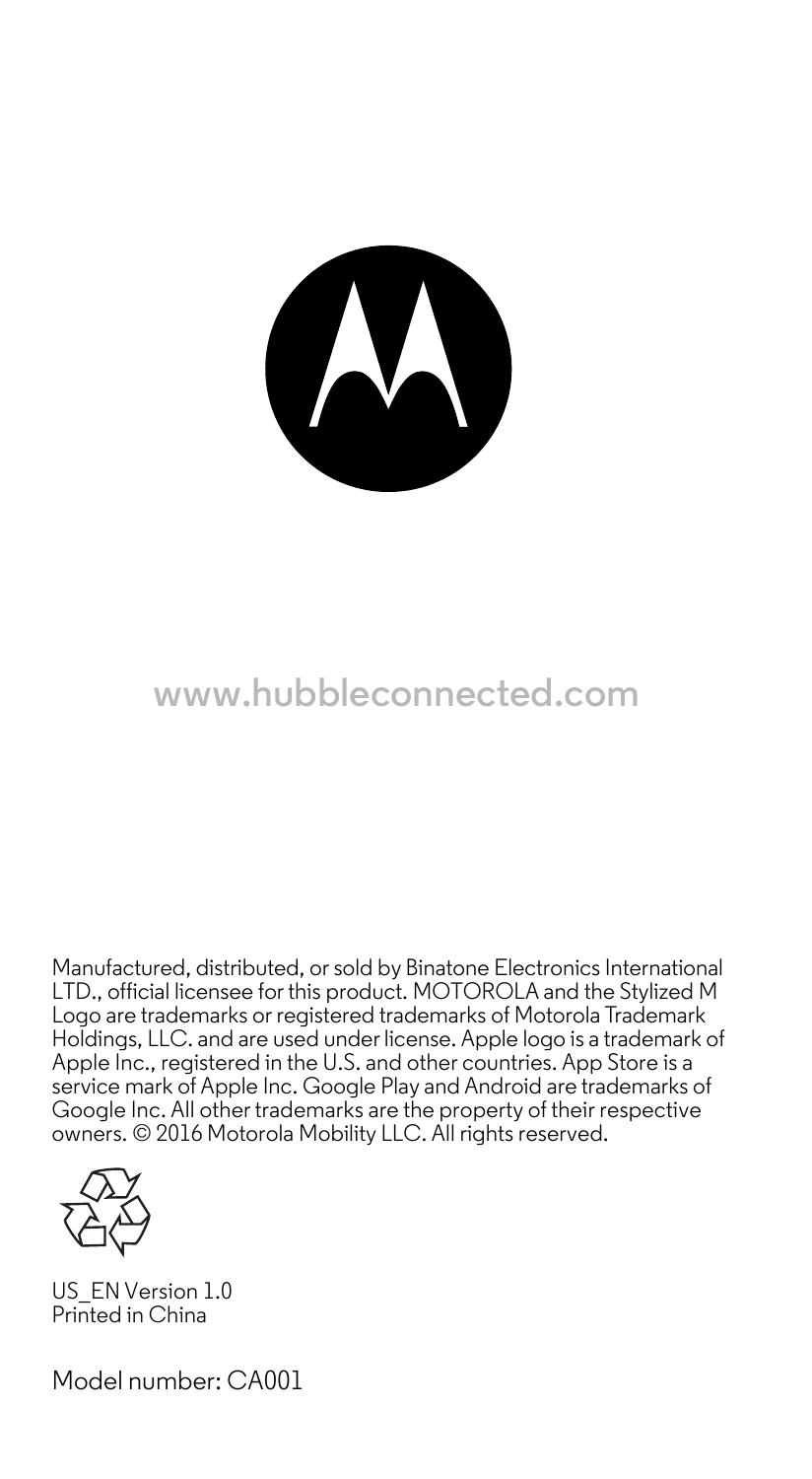www.hubbleconnected.com

Manufactured, distributed, or sold by Binatone Electronics International LTD., official licensee for this product. MOTOROLA and the Stylized M Logo are trademarks or registered trademarks of Motorola Trademark Holdings, LLC. and are used under license. Apple logo is a trademark of Apple Inc., registered in the U.S. and other countries. App Store is a service mark of Apple Inc. Google Play and Android are trademarks of Google Inc. All other trademarks are the property of their respective owners. © 2016 Motorola Mobility LLC. All rights reserved.

US_EN Version 1.0
Printed in China

Model number: CA001